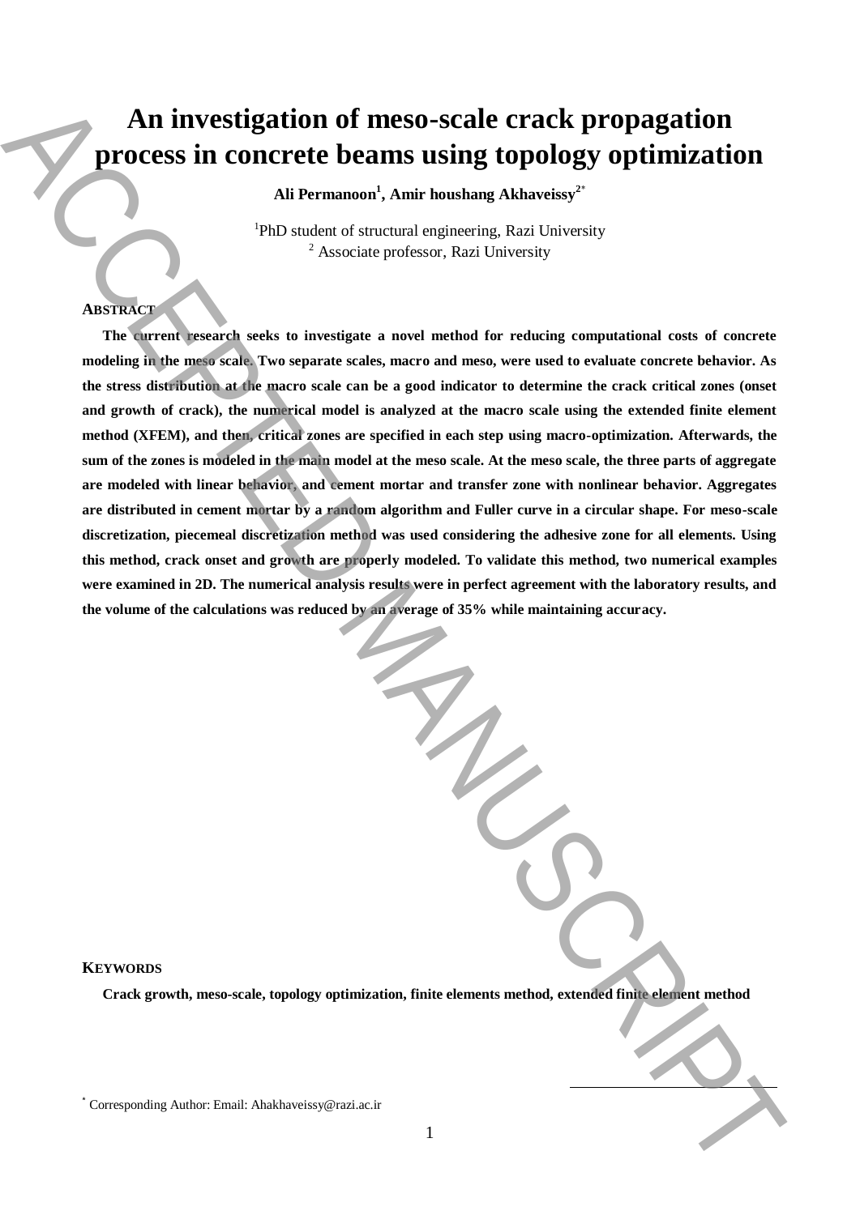# An investigation of meso-scale crack propagation process in concrete beams using topology optimization

**Ali Permanoon[1], Amir houshang Akhaveissy[2*]**

[1]PhD student of structural engineering, Razi University
[2] Associate professor, Razi University

## ABSTRACT

**The current research seeks to investigate a novel method for reducing computational costs of concrete modeling in the meso scale. Two separate scales, macro and meso, were used to evaluate concrete behavior. As the stress distribution at the macro scale can be a good indicator to determine the crack critical zones (onset and growth of crack), the numerical model is analyzed at the macro scale using the extended finite element method (XFEM), and then, critical zones are specified in each step using macro-optimization. Afterwards, the sum of the zones is modeled in the main model at the meso scale. At the meso scale, the three parts of aggregate are modeled with linear behavior, and cement mortar and transfer zone with nonlinear behavior. Aggregates are distributed in cement mortar by a random algorithm and Fuller curve in a circular shape. For meso-scale discretization, piecemeal discretization method was used considering the adhesive zone for all elements. Using this method, crack onset and growth are properly modeled. To validate this method, two numerical examples were examined in 2D. The numerical analysis results were in perfect agreement with the laboratory results, and the volume of the calculations was reduced by an average of 35% while maintaining accuracy.**

## KEYWORDS

**Crack growth, meso-scale, topology optimization, finite elements method, extended finite element method**

[*] Corresponding Author: Email: Ahakhaveissy@razi.ac.ir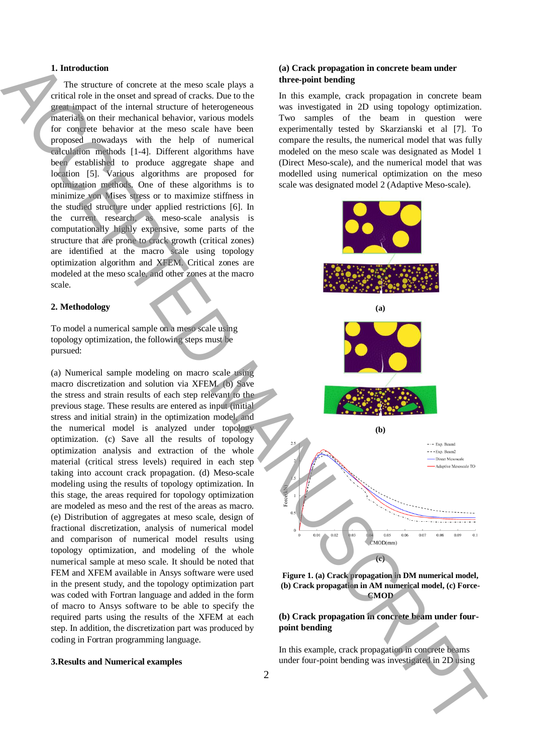## 1. Introduction

The structure of concrete at the meso scale plays a critical role in the onset and spread of cracks. Due to the great impact of the internal structure of heterogeneous materials on their mechanical behavior, various models for concrete behavior at the meso scale have been proposed nowadays with the help of numerical calculation methods [1-4]. Different algorithms have been established to produce aggregate shape and location [5]. Various algorithms are proposed for optimization methods. One of these algorithms is to minimize von Mises stress or to maximize stiffness in the studied structure under applied restrictions [6]. In the current research, as meso-scale analysis is computationally highly expensive, some parts of the structure that are prone to crack growth (critical zones) are identified at the macro scale using topology optimization algorithm and XFEM. Critical zones are modeled at the meso scale, and other zones at the macro scale.

## 2. Methodology

To model a numerical sample on a meso scale using topology optimization, the following steps must be pursued:

(a) Numerical sample modeling on macro scale using macro discretization and solution via XFEM. (b) Save the stress and strain results of each step relevant to the previous stage. These results are entered as input (initial stress and initial strain) in the optimization model, and the numerical model is analyzed under topology optimization. (c) Save all the results of topology optimization analysis and extraction of the whole material (critical stress levels) required in each step taking into account crack propagation. (d) Meso-scale modeling using the results of topology optimization. In this stage, the areas required for topology optimization are modeled as meso and the rest of the areas as macro. (e) Distribution of aggregates at meso scale, design of fractional discretization, analysis of numerical model and comparison of numerical model results using topology optimization, and modeling of the whole numerical sample at meso scale. It should be noted that FEM and XFEM available in Ansys software were used in the present study, and the topology optimization part was coded with Fortran language and added in the form of macro to Ansys software to be able to specify the required parts using the results of the XFEM at each step. In addition, the discretization part was produced by coding in Fortran programming language.

## 3.Results and Numerical examples

### (a) Crack propagation in concrete beam under three-point bending

In this example, crack propagation in concrete beam was investigated in 2D using topology optimization. Two samples of the beam in question were experimentally tested by Skarzianski et al [7]. To compare the results, the numerical model that was fully modeled on the meso scale was designated as Model 1 (Direct Meso-scale), and the numerical model that was modelled using numerical optimization on the meso scale was designated model 2 (Adaptive Meso-scale).

**Figure 1. (a) Crack propagation in DM numerical model, (b) Crack propagation in AM numerical model, (c) Force-CMOD**

### (b) Crack propagation in concrete beam under four-point bending

In this example, crack propagation in concrete beams under four-point bending was investigated in 2D using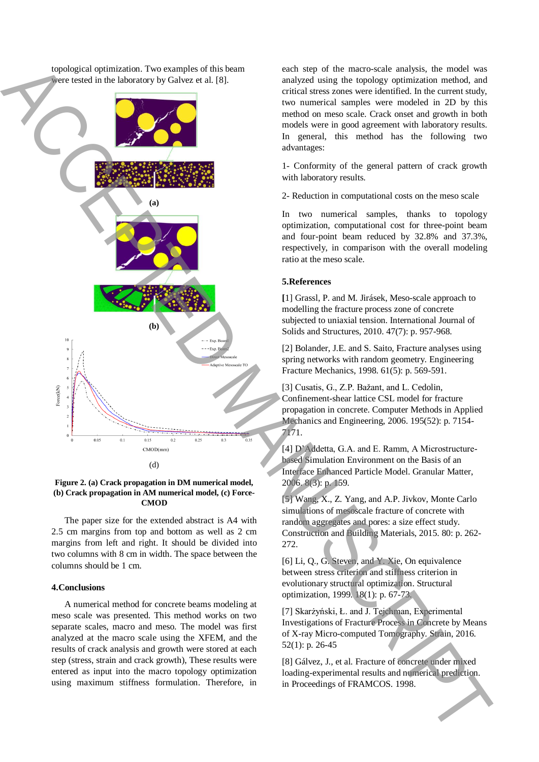topological optimization. Two examples of this beam were tested in the laboratory by Galvez et al. [8].

(a)

(b)

10
9
8
7
6
5
4
3
2
1
0
Force(kN)
0 0.05 0.1 0.15 0.2 0.25 0.3 0.35
CMOD(mm)
Exp. Beam1
Exp. Beam2
Direct Mesoscale
Adaptive Mesoscale TO

(d)

**Figure 2. (a) Crack propagation in DM numerical model, (b) Crack propagation in AM numerical model, (c) Force-CMOD**

The paper size for the extended abstract is A4 with 2.5 cm margins from top and bottom as well as 2 cm margins from left and right. It should be divided into two columns with 8 cm in width. The space between the columns should be 1 cm.

## 4.Conclusions

A numerical method for concrete beams modeling at meso scale was presented. This method works on two separate scales, macro and meso. The model was first analyzed at the macro scale using the XFEM, and the results of crack analysis and growth were stored at each step (stress, strain and crack growth), These results were entered as input into the macro topology optimization using maximum stiffness formulation. Therefore, in each step of the macro-scale analysis, the model was analyzed using the topology optimization method, and critical stress zones were identified. In the current study, two numerical samples were modeled in 2D by this method on meso scale. Crack onset and growth in both models were in good agreement with laboratory results. In general, this method has the following two advantages:

1- Conformity of the general pattern of crack growth with laboratory results.

2- Reduction in computational costs on the meso scale

In two numerical samples, thanks to topology optimization, computational cost for three-point beam and four-point beam reduced by 32.8% and 37.3%, respectively, in comparison with the overall modeling ratio at the meso scale.

## 5.References

[1] Grassl, P. and M. Jirásek, Meso-scale approach to modelling the fracture process zone of concrete subjected to uniaxial tension. International Journal of Solids and Structures, 2010. 47(7): p. 957-968.

[2] Bolander, J.E. and S. Saito, Fracture analyses using spring networks with random geometry. Engineering Fracture Mechanics, 1998. 61(5): p. 569-591.

[3] Cusatis, G., Z.P. Bažant, and L. Cedolin, Confinement-shear lattice CSL model for fracture propagation in concrete. Computer Methods in Applied Mechanics and Engineering, 2006. 195(52): p. 7154-7171.

[4] D'Addetta, G.A. and E. Ramm, A Microstructure-based Simulation Environment on the Basis of an Interface Enhanced Particle Model. Granular Matter, 2006. 8(3): p. 159.

[5] Wang, X., Z. Yang, and A.P. Jivkov, Monte Carlo simulations of mesoscale fracture of concrete with random aggregates and pores: a size effect study. Construction and Building Materials, 2015. 80: p. 262-272.

[6] Li, Q., G. Steven, and Y. Xie, On equivalence between stress criterion and stiffness criterion in evolutionary structural optimization. Structural optimization, 1999. 18(1): p. 67-73.

[7] Skarżyński, Ł. and J. Tejchman, Experimental Investigations of Fracture Process in Concrete by Means of X-ray Micro-computed Tomography. Strain, 2016. 52(1): p. 26-45

[8] Gálvez, J., et al. Fracture of concrete under mixed loading-experimental results and numerical prediction. in Proceedings of FRAMCOS. 1998.